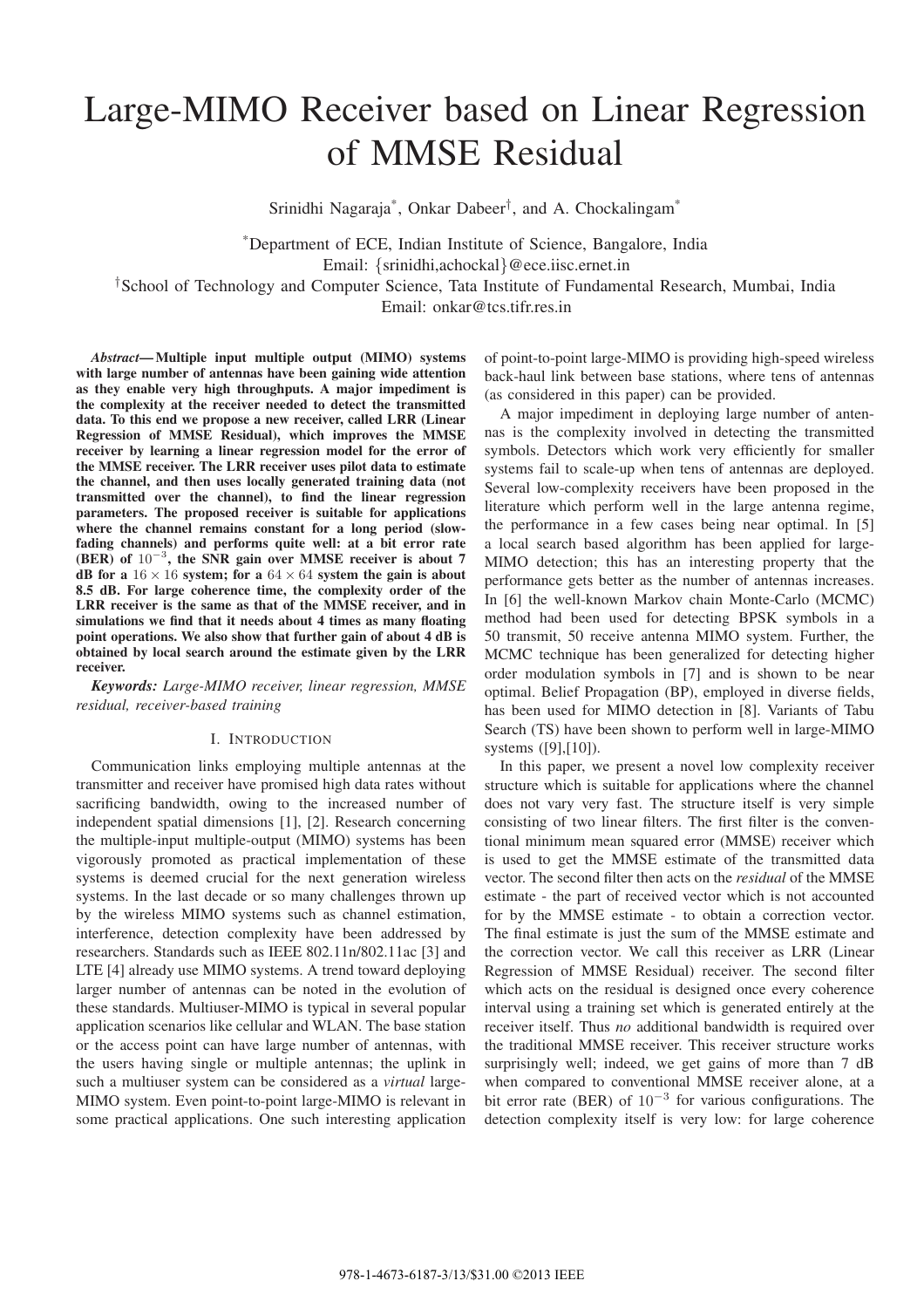# Large-MIMO Receiver based on Linear Regression of MMSE Residual

Srinidhi Nagaraja[*], Onkar Dabeer[†], and A. Chockalingam[*]

[*]Department of ECE, Indian Institute of Science, Bangalore, India
Email: {srinidhi,achockal}@ece.iisc.ernet.in
[†]School of Technology and Computer Science, Tata Institute of Fundamental Research, Mumbai, India
Email: onkar@tcs.tifr.res.in

***Abstract*— Multiple input multiple output (MIMO) systems with large number of antennas have been gaining wide attention as they enable very high throughputs. A major impediment is the complexity at the receiver needed to detect the transmitted data. To this end we propose a new receiver, called LRR (Linear Regression of MMSE Residual), which improves the MMSE receiver by learning a linear regression model for the error of the MMSE receiver. The LRR receiver uses pilot data to estimate the channel, and then uses locally generated training data (not transmitted over the channel), to find the linear regression parameters. The proposed receiver is suitable for applications where the channel remains constant for a long period (slow-fading channels) and performs quite well: at a bit error rate (BER) of $10^{-3}$, the SNR gain over MMSE receiver is about 7 dB for a $16 \times 16$ system; for a $64 \times 64$ system the gain is about 8.5 dB. For large coherence time, the complexity order of the LRR receiver is the same as that of the MMSE receiver, and in simulations we find that it needs about 4 times as many floating point operations. We also show that further gain of about 4 dB is obtained by local search around the estimate given by the LRR receiver.**

***Keywords:*** *Large-MIMO receiver, linear regression, MMSE residual, receiver-based training*

## I. Introduction

Communication links employing multiple antennas at the transmitter and receiver have promised high data rates without sacrificing bandwidth, owing to the increased number of independent spatial dimensions [1], [2]. Research concerning the multiple-input multiple-output (MIMO) systems has been vigorously promoted as practical implementation of these systems is deemed crucial for the next generation wireless systems. In the last decade or so many challenges thrown up by the wireless MIMO systems such as channel estimation, interference, detection complexity have been addressed by researchers. Standards such as IEEE 802.11n/802.11ac [3] and LTE [4] already use MIMO systems. A trend toward deploying larger number of antennas can be noted in the evolution of these standards. Multiuser-MIMO is typical in several popular application scenarios like cellular and WLAN. The base station or the access point can have large number of antennas, with the users having single or multiple antennas; the uplink in such a multiuser system can be considered as a *virtual* large-MIMO system. Even point-to-point large-MIMO is relevant in some practical applications. One such interesting application of point-to-point large-MIMO is providing high-speed wireless back-haul link between base stations, where tens of antennas (as considered in this paper) can be provided.

A major impediment in deploying large number of antennas is the complexity involved in detecting the transmitted symbols. Detectors which work very efficiently for smaller systems fail to scale-up when tens of antennas are deployed. Several low-complexity receivers have been proposed in the literature which perform well in the large antenna regime, the performance in a few cases being near optimal. In [5] a local search based algorithm has been applied for large-MIMO detection; this has an interesting property that the performance gets better as the number of antennas increases. In [6] the well-known Markov chain Monte-Carlo (MCMC) method had been used for detecting BPSK symbols in a 50 transmit, 50 receive antenna MIMO system. Further, the MCMC technique has been generalized for detecting higher order modulation symbols in [7] and is shown to be near optimal. Belief Propagation (BP), employed in diverse fields, has been used for MIMO detection in [8]. Variants of Tabu Search (TS) have been shown to perform well in large-MIMO systems ([9],[10]).

In this paper, we present a novel low complexity receiver structure which is suitable for applications where the channel does not vary very fast. The structure itself is very simple consisting of two linear filters. The first filter is the conventional minimum mean squared error (MMSE) receiver which is used to get the MMSE estimate of the transmitted data vector. The second filter then acts on the *residual* of the MMSE estimate - the part of received vector which is not accounted for by the MMSE estimate - to obtain a correction vector. The final estimate is just the sum of the MMSE estimate and the correction vector. We call this receiver as LRR (Linear Regression of MMSE Residual) receiver. The second filter which acts on the residual is designed once every coherence interval using a training set which is generated entirely at the receiver itself. Thus *no* additional bandwidth is required over the traditional MMSE receiver. This receiver structure works surprisingly well; indeed, we get gains of more than 7 dB when compared to conventional MMSE receiver alone, at a bit error rate (BER) of $10^{-3}$ for various configurations. The detection complexity itself is very low: for large coherence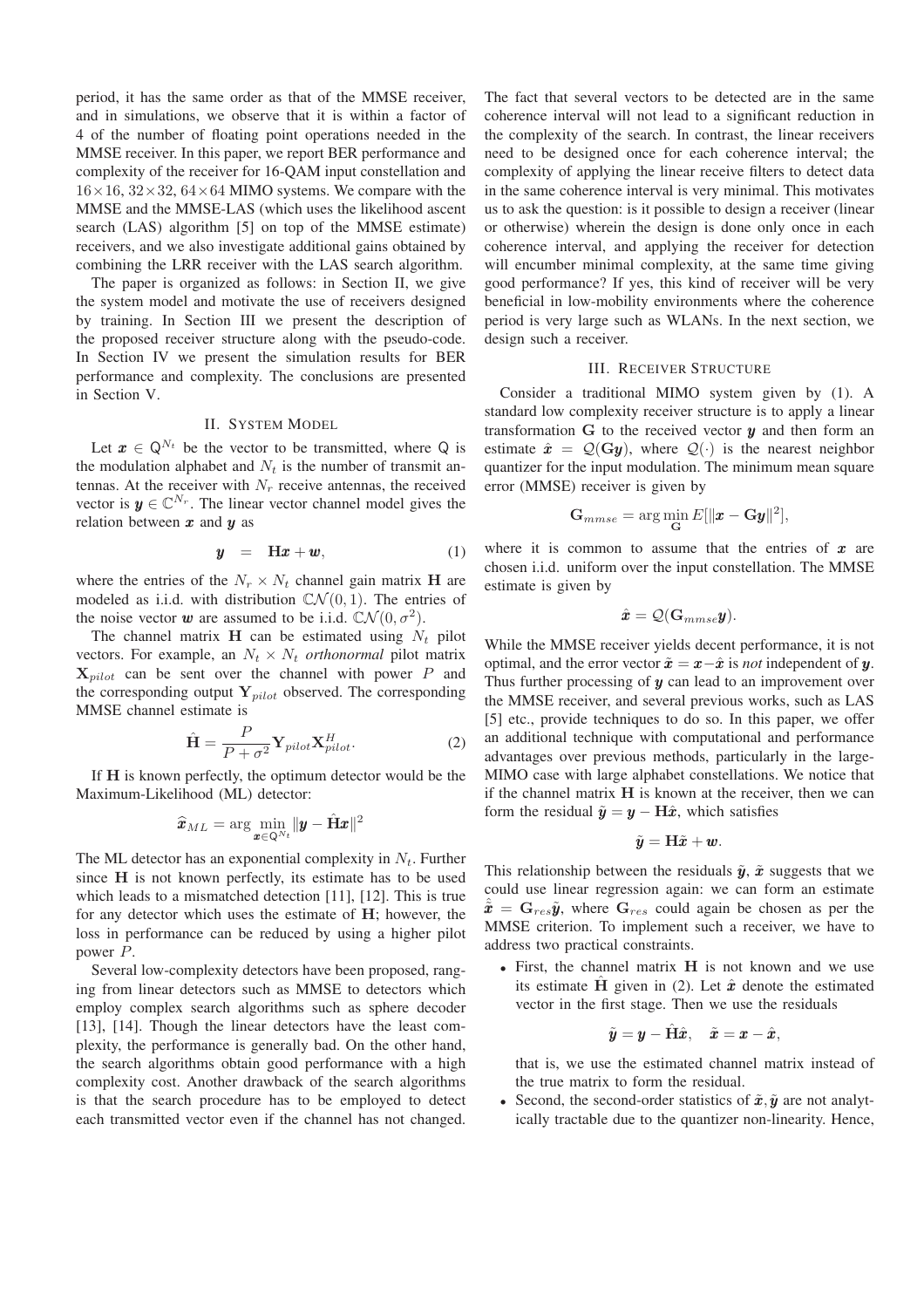period, it has the same order as that of the MMSE receiver, and in simulations, we observe that it is within a factor of 4 of the number of floating point operations needed in the MMSE receiver. In this paper, we report BER performance and complexity of the receiver for 16-QAM input constellation and $16\times16$, $32\times32$, $64\times64$ MIMO systems. We compare with the MMSE and the MMSE-LAS (which uses the likelihood ascent search (LAS) algorithm [5] on top of the MMSE estimate) receivers, and we also investigate additional gains obtained by combining the LRR receiver with the LAS search algorithm.

The paper is organized as follows: in Section II, we give the system model and motivate the use of receivers designed by training. In Section III we present the description of the proposed receiver structure along with the pseudo-code. In Section IV we present the simulation results for BER performance and complexity. The conclusions are presented in Section V.

## II. System Model

Let $\boldsymbol{x} \in \mathsf{Q}^{N_t}$ be the vector to be transmitted, where $\mathsf{Q}$ is the modulation alphabet and $N_t$ is the number of transmit antennas. At the receiver with $N_r$ receive antennas, the received vector is $\boldsymbol{y} \in \mathbb{C}^{N_r}$. The linear vector channel model gives the relation between $\boldsymbol{x}$ and $\boldsymbol{y}$ as

$$\boldsymbol{y} \quad = \quad \mathbf{H}\boldsymbol{x} + \boldsymbol{w}, \tag{1}$$

where the entries of the $N_r \times N_t$ channel gain matrix $\mathbf{H}$ are modeled as i.i.d. with distribution $\mathbb{CN}(0,1)$. The entries of the noise vector $\boldsymbol{w}$ are assumed to be i.i.d. $\mathbb{CN}(0,\sigma^2)$.

The channel matrix $\mathbf{H}$ can be estimated using $N_t$ pilot vectors. For example, an $N_t \times N_t$ *orthonormal* pilot matrix $\mathbf{X}_{pilot}$ can be sent over the channel with power $P$ and the corresponding output $\mathbf{Y}_{pilot}$ observed. The corresponding MMSE channel estimate is

$$\hat{\mathbf{H}} = \frac{P}{P+\sigma^2}\mathbf{Y}_{pilot}\mathbf{X}_{pilot}^H. \tag{2}$$

If $\mathbf{H}$ is known perfectly, the optimum detector would be the Maximum-Likelihood (ML) detector:

$$\widehat{\boldsymbol{x}}_{ML} = \arg\min_{\boldsymbol{x}\in\mathsf{Q}^{N_t}} \|\boldsymbol{y} - \hat{\mathbf{H}}\boldsymbol{x}\|^2$$

The ML detector has an exponential complexity in $N_t$. Further since $\mathbf{H}$ is not known perfectly, its estimate has to be used which leads to a mismatched detection [11], [12]. This is true for any detector which uses the estimate of $\mathbf{H}$; however, the loss in performance can be reduced by using a higher pilot power $P$.

Several low-complexity detectors have been proposed, ranging from linear detectors such as MMSE to detectors which employ complex search algorithms such as sphere decoder [13], [14]. Though the linear detectors have the least complexity, the performance is generally bad. On the other hand, the search algorithms obtain good performance with a high complexity cost. Another drawback of the search algorithms is that the search procedure has to be employed to detect each transmitted vector even if the channel has not changed. The fact that several vectors to be detected are in the same coherence interval will not lead to a significant reduction in the complexity of the search. In contrast, the linear receivers need to be designed once for each coherence interval; the complexity of applying the linear receive filters to detect data in the same coherence interval is very minimal. This motivates us to ask the question: is it possible to design a receiver (linear or otherwise) wherein the design is done only once in each coherence interval, and applying the receiver for detection will encumber minimal complexity, at the same time giving good performance? If yes, this kind of receiver will be very beneficial in low-mobility environments where the coherence period is very large such as WLANs. In the next section, we design such a receiver.

## III. Receiver Structure

Consider a traditional MIMO system given by (1). A standard low complexity receiver structure is to apply a linear transformation $\mathbf{G}$ to the received vector $\boldsymbol{y}$ and then form an estimate $\hat{\boldsymbol{x}} = \mathcal{Q}(\mathbf{G}\boldsymbol{y})$, where $\mathcal{Q}(\cdot)$ is the nearest neighbor quantizer for the input modulation. The minimum mean square error (MMSE) receiver is given by

$$\mathbf{G}_{mmse} = \arg\min_{\mathbf{G}} E[\|\boldsymbol{x} - \mathbf{G}\boldsymbol{y}\|^2],$$

where it is common to assume that the entries of $\boldsymbol{x}$ are chosen i.i.d. uniform over the input constellation. The MMSE estimate is given by

$$\hat{\boldsymbol{x}} = \mathcal{Q}(\mathbf{G}_{mmse}\boldsymbol{y}).$$

While the MMSE receiver yields decent performance, it is not optimal, and the error vector $\tilde{\boldsymbol{x}} = \boldsymbol{x} - \hat{\boldsymbol{x}}$ is *not* independent of $\boldsymbol{y}$. Thus further processing of $\boldsymbol{y}$ can lead to an improvement over the MMSE receiver, and several previous works, such as LAS [5] etc., provide techniques to do so. In this paper, we offer an additional technique with computational and performance advantages over previous methods, particularly in the large-MIMO case with large alphabet constellations. We notice that if the channel matrix $\mathbf{H}$ is known at the receiver, then we can form the residual $\tilde{\boldsymbol{y}} = \boldsymbol{y} - \mathbf{H}\hat{\boldsymbol{x}}$, which satisfies

$$\tilde{\boldsymbol{y}} = \mathbf{H}\tilde{\boldsymbol{x}} + \boldsymbol{w}.$$

This relationship between the residuals $\tilde{\boldsymbol{y}}$, $\tilde{\boldsymbol{x}}$ suggests that we could use linear regression again: we can form an estimate $\hat{\tilde{\boldsymbol{x}}} = \mathbf{G}_{res}\tilde{\boldsymbol{y}}$, where $\mathbf{G}_{res}$ could again be chosen as per the MMSE criterion. To implement such a receiver, we have to address two practical constraints.

- First, the channel matrix $\mathbf{H}$ is not known and we use its estimate $\hat{\mathbf{H}}$ given in (2). Let $\hat{\boldsymbol{x}}$ denote the estimated vector in the first stage. Then we use the residuals

  $$\tilde{\boldsymbol{y}} = \boldsymbol{y} - \hat{\mathbf{H}}\hat{\boldsymbol{x}}, \quad \tilde{\boldsymbol{x}} = \boldsymbol{x} - \hat{\boldsymbol{x}},$$

  that is, we use the estimated channel matrix instead of the true matrix to form the residual.
- Second, the second-order statistics of $\tilde{\boldsymbol{x}}, \tilde{\boldsymbol{y}}$ are not analytically tractable due to the quantizer non-linearity. Hence,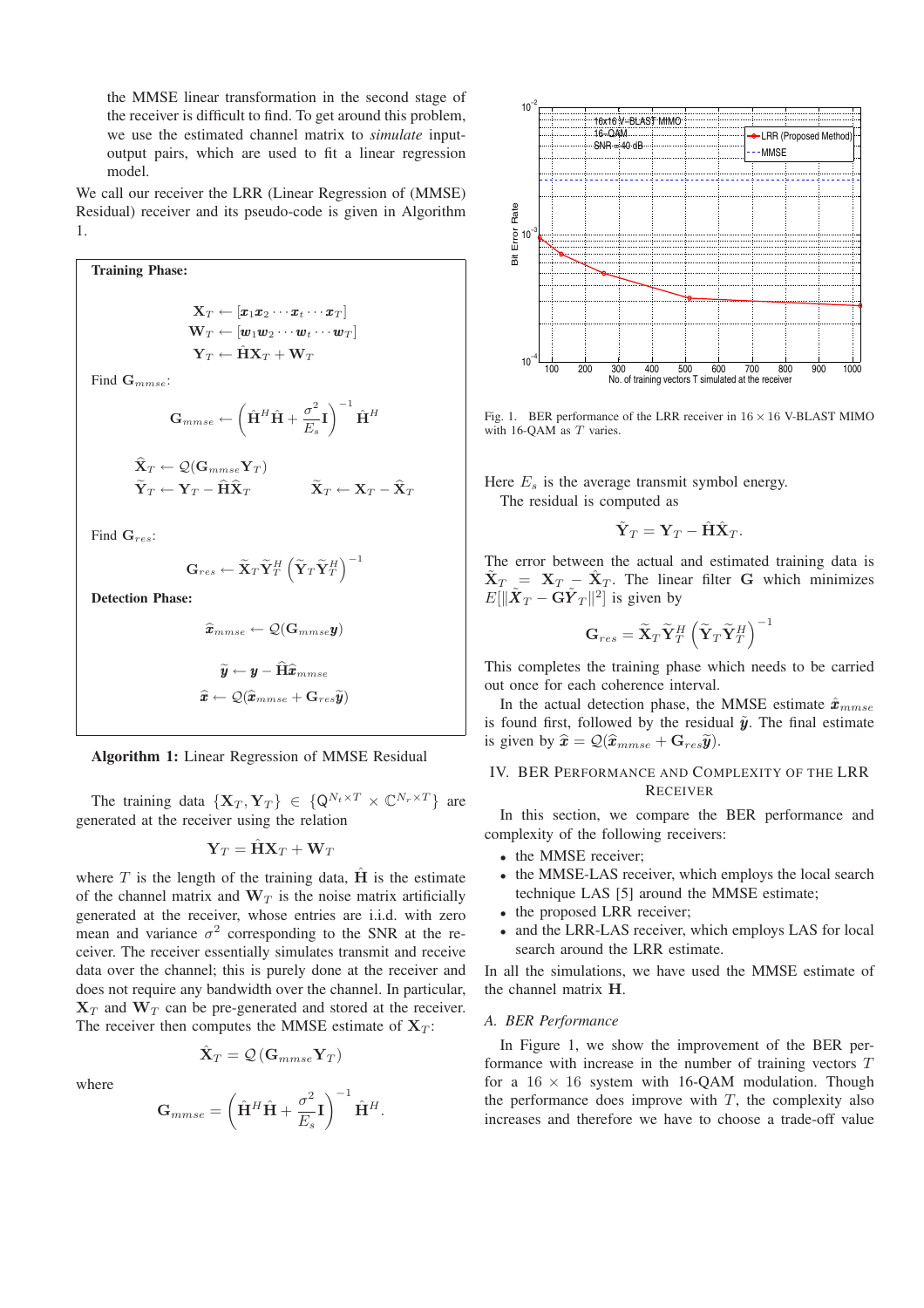the MMSE linear transformation in the second stage of the receiver is difficult to find. To get around this problem, we use the estimated channel matrix to *simulate* input-output pairs, which are used to fit a linear regression model.

We call our receiver the LRR (Linear Regression of (MMSE) Residual) receiver and its pseudo-code is given in Algorithm 1.

**Training Phase:**

$$\mathbf{X}_T \leftarrow [\boldsymbol{x}_1 \boldsymbol{x}_2 \cdots \boldsymbol{x}_t \cdots \boldsymbol{x}_T]$$
$$\mathbf{W}_T \leftarrow [\boldsymbol{w}_1 \boldsymbol{w}_2 \cdots \boldsymbol{w}_t \cdots \boldsymbol{w}_T]$$
$$\mathbf{Y}_T \leftarrow \hat{\mathbf{H}}\mathbf{X}_T + \mathbf{W}_T$$

Find $\mathbf{G}_{mmse}$:

$$\mathbf{G}_{mmse} \leftarrow \left(\hat{\mathbf{H}}^H\hat{\mathbf{H}} + \frac{\sigma^2}{E_s}\mathbf{I}\right)^{-1}\hat{\mathbf{H}}^H$$

$$\widehat{\mathbf{X}}_T \leftarrow \mathcal{Q}(\mathbf{G}_{mmse}\mathbf{Y}_T)$$
$$\widetilde{\mathbf{Y}}_T \leftarrow \mathbf{Y}_T - \hat{\mathbf{H}}\widehat{\mathbf{X}}_T \qquad \widetilde{\mathbf{X}}_T \leftarrow \mathbf{X}_T - \widehat{\mathbf{X}}_T$$

Find $\mathbf{G}_{res}$:

$$\mathbf{G}_{res} \leftarrow \widetilde{\mathbf{X}}_T\widetilde{\mathbf{Y}}_T^H\left(\widetilde{\mathbf{Y}}_T\widetilde{\mathbf{Y}}_T^H\right)^{-1}$$

**Detection Phase:**

$$\widehat{\boldsymbol{x}}_{mmse} \leftarrow \mathcal{Q}(\mathbf{G}_{mmse}\boldsymbol{y})$$

$$\widetilde{\boldsymbol{y}} \leftarrow \boldsymbol{y} - \hat{\mathbf{H}}\widehat{\boldsymbol{x}}_{mmse}$$
$$\widehat{\boldsymbol{x}} \leftarrow \mathcal{Q}(\widehat{\boldsymbol{x}}_{mmse} + \mathbf{G}_{res}\widetilde{\boldsymbol{y}})$$

**Algorithm 1:** Linear Regression of MMSE Residual

The training data $\{\mathbf{X}_T, \mathbf{Y}_T\} \in \{\mathsf{Q}^{N_t \times T} \times \mathbb{C}^{N_r \times T}\}$ are generated at the receiver using the relation

$$\mathbf{Y}_T = \hat{\mathbf{H}}\mathbf{X}_T + \mathbf{W}_T$$

where $T$ is the length of the training data, $\hat{\mathbf{H}}$ is the estimate of the channel matrix and $\mathbf{W}_T$ is the noise matrix artificially generated at the receiver, whose entries are i.i.d. with zero mean and variance $\sigma^2$ corresponding to the SNR at the receiver. The receiver essentially simulates transmit and receive data over the channel; this is purely done at the receiver and does not require any bandwidth over the channel. In particular, $\mathbf{X}_T$ and $\mathbf{W}_T$ can be pre-generated and stored at the receiver. The receiver then computes the MMSE estimate of $\mathbf{X}_T$:

$$\hat{\mathbf{X}}_T = \mathcal{Q}\left(\mathbf{G}_{mmse}\mathbf{Y}_T\right)$$

where

$$\mathbf{G}_{mmse} = \left(\hat{\mathbf{H}}^H\hat{\mathbf{H}} + \frac{\sigma^2}{E_s}\mathbf{I}\right)^{-1}\hat{\mathbf{H}}^H.$$

Fig. 1. BER performance of the LRR receiver in $16 \times 16$ V-BLAST MIMO with 16-QAM as $T$ varies.

Here $E_s$ is the average transmit symbol energy.

The residual is computed as

$$\tilde{\mathbf{Y}}_T = \mathbf{Y}_T - \hat{\mathbf{H}}\hat{\mathbf{X}}_T.$$

The error between the actual and estimated training data is $\tilde{\mathbf{X}}_T = \mathbf{X}_T - \hat{\mathbf{X}}_T$. The linear filter $\mathbf{G}$ which minimizes $E[\|\tilde{\boldsymbol{X}}_T - \mathbf{G}\tilde{\boldsymbol{Y}}_T\|^2]$ is given by

$$\mathbf{G}_{res} = \widetilde{\mathbf{X}}_T\widetilde{\mathbf{Y}}_T^H\left(\widetilde{\mathbf{Y}}_T\widetilde{\mathbf{Y}}_T^H\right)^{-1}$$

This completes the training phase which needs to be carried out once for each coherence interval.

In the actual detection phase, the MMSE estimate $\hat{\boldsymbol{x}}_{mmse}$ is found first, followed by the residual $\tilde{\boldsymbol{y}}$. The final estimate is given by $\widehat{\boldsymbol{x}} = \mathcal{Q}(\widehat{\boldsymbol{x}}_{mmse} + \mathbf{G}_{res}\widetilde{\boldsymbol{y}})$.

## IV. BER Performance and Complexity of the LRR Receiver

In this section, we compare the BER performance and complexity of the following receivers:

- the MMSE receiver;
- the MMSE-LAS receiver, which employs the local search technique LAS [5] around the MMSE estimate;
- the proposed LRR receiver;
- and the LRR-LAS receiver, which employs LAS for local search around the LRR estimate.

In all the simulations, we have used the MMSE estimate of the channel matrix $\mathbf{H}$.

### A. BER Performance

In Figure 1, we show the improvement of the BER performance with increase in the number of training vectors $T$ for a $16 \times 16$ system with 16-QAM modulation. Though the performance does improve with $T$, the complexity also increases and therefore we have to choose a trade-off value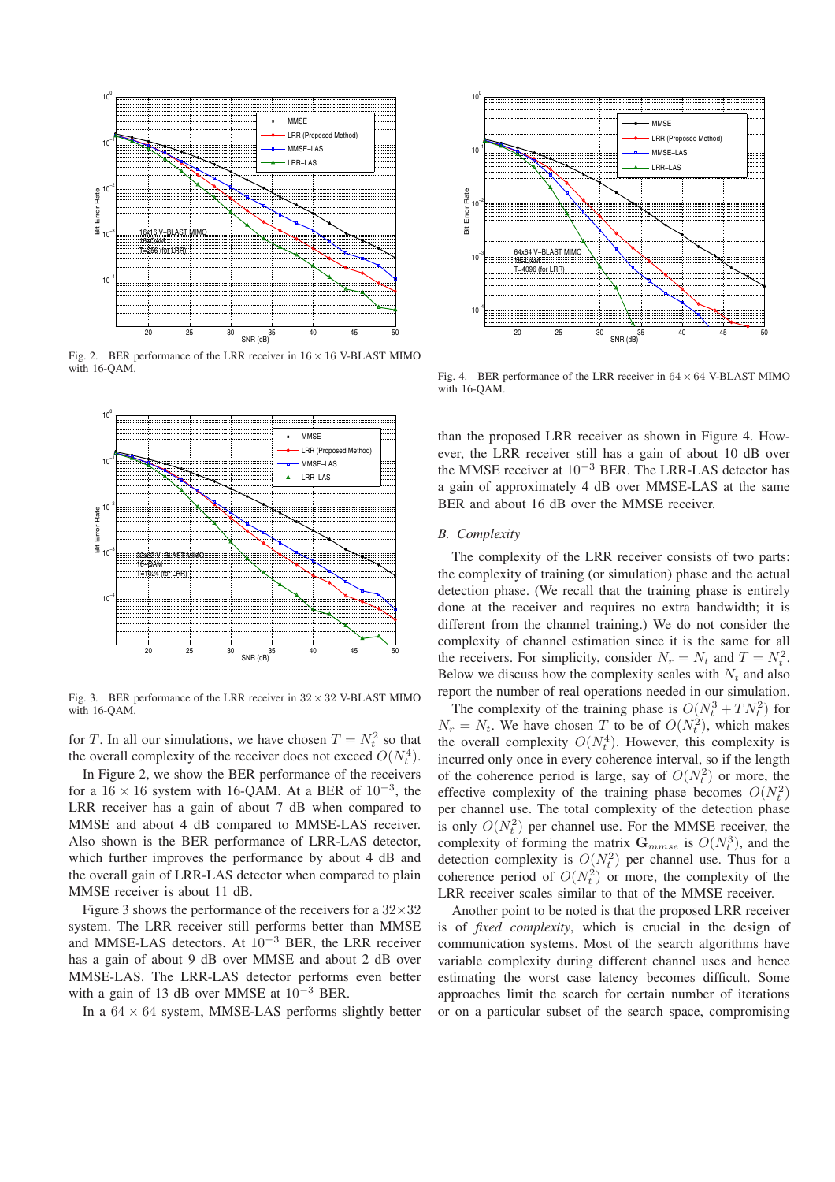Fig. 2. BER performance of the LRR receiver in $16 \times 16$ V-BLAST MIMO with 16-QAM.

Fig. 3. BER performance of the LRR receiver in $32 \times 32$ V-BLAST MIMO with 16-QAM.

for $T$. In all our simulations, we have chosen $T = N_t^2$ so that the overall complexity of the receiver does not exceed $O(N_t^4)$.

In Figure 2, we show the BER performance of the receivers for a $16 \times 16$ system with 16-QAM. At a BER of $10^{-3}$, the LRR receiver has a gain of about 7 dB when compared to MMSE and about 4 dB compared to MMSE-LAS receiver. Also shown is the BER performance of LRR-LAS detector, which further improves the performance by about 4 dB and the overall gain of LRR-LAS detector when compared to plain MMSE receiver is about 11 dB.

Figure 3 shows the performance of the receivers for a $32 \times 32$ system. The LRR receiver still performs better than MMSE and MMSE-LAS detectors. At $10^{-3}$ BER, the LRR receiver has a gain of about 9 dB over MMSE and about 2 dB over MMSE-LAS. The LRR-LAS detector performs even better with a gain of 13 dB over MMSE at $10^{-3}$ BER.

In a $64 \times 64$ system, MMSE-LAS performs slightly better than the proposed LRR receiver as shown in Figure 4. However, the LRR receiver still has a gain of about 10 dB over the MMSE receiver at $10^{-3}$ BER. The LRR-LAS detector has a gain of approximately 4 dB over MMSE-LAS at the same BER and about 16 dB over the MMSE receiver.

Fig. 4. BER performance of the LRR receiver in $64 \times 64$ V-BLAST MIMO with 16-QAM.

### B. Complexity

The complexity of the LRR receiver consists of two parts: the complexity of training (or simulation) phase and the actual detection phase. (We recall that the training phase is entirely done at the receiver and requires no extra bandwidth; it is different from the channel training.) We do not consider the complexity of channel estimation since it is the same for all the receivers. For simplicity, consider $N_r = N_t$ and $T = N_t^2$. Below we discuss how the complexity scales with $N_t$ and also report the number of real operations needed in our simulation.

The complexity of the training phase is $O(N_t^3 + TN_t^2)$ for $N_r = N_t$. We have chosen $T$ to be of $O(N_t^2)$, which makes the overall complexity $O(N_t^4)$. However, this complexity is incurred only once in every coherence interval, so if the length of the coherence period is large, say of $O(N_t^2)$ or more, the effective complexity of the training phase becomes $O(N_t^2)$ per channel use. The total complexity of the detection phase is only $O(N_t^2)$ per channel use. For the MMSE receiver, the complexity of forming the matrix $\mathbf{G}_{mmse}$ is $O(N_t^3)$, and the detection complexity is $O(N_t^2)$ per channel use. Thus for a coherence period of $O(N_t^2)$ or more, the complexity of the LRR receiver scales similar to that of the MMSE receiver.

Another point to be noted is that the proposed LRR receiver is of *fixed complexity*, which is crucial in the design of communication systems. Most of the search algorithms have variable complexity during different channel uses and hence estimating the worst case latency becomes difficult. Some approaches limit the search for certain number of iterations or on a particular subset of the search space, compromising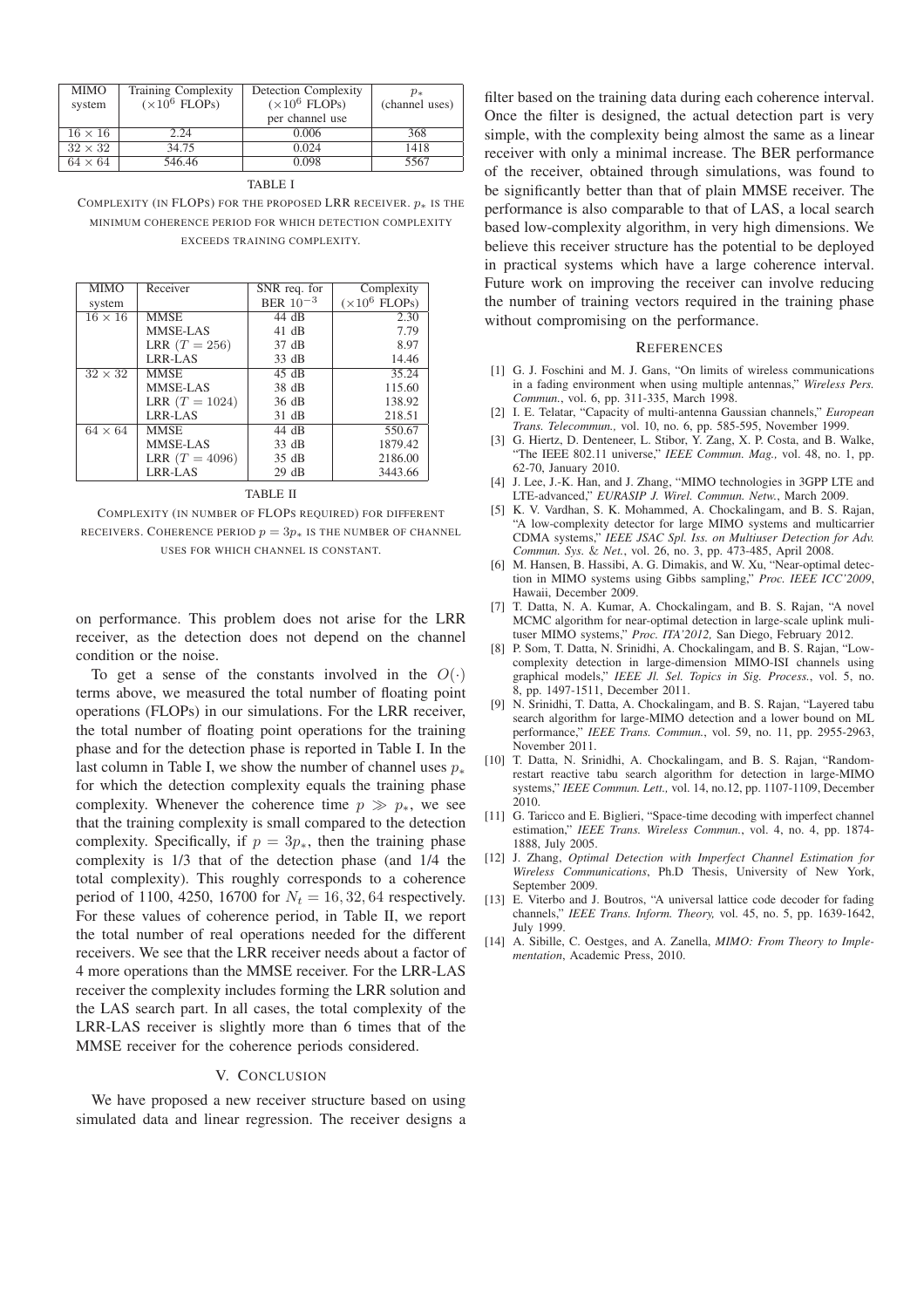| MIMO system | Training Complexity ($\times 10^6$ FLOPs) | Detection Complexity ($\times 10^6$ FLOPs) per channel use | $p_*$ (channel uses) |
|---|---|---|---|
| $16 \times 16$ | 2.24 | 0.006 | 368 |
| $32 \times 32$ | 34.75 | 0.024 | 1418 |
| $64 \times 64$ | 546.46 | 0.098 | 5567 |

TABLE I

COMPLEXITY (IN FLOPS) FOR THE PROPOSED LRR RECEIVER. $p_*$ IS THE MINIMUM COHERENCE PERIOD FOR WHICH DETECTION COMPLEXITY EXCEEDS TRAINING COMPLEXITY.

| MIMO system | Receiver | SNR req. for BER $10^{-3}$ | Complexity ($\times 10^6$ FLOPs) |
|---|---|---|---|
| $16 \times 16$ | MMSE | 44 dB | 2.30 |
| | MMSE-LAS | 41 dB | 7.79 |
| | LRR ($T = 256$) | 37 dB | 8.97 |
| | LRR-LAS | 33 dB | 14.46 |
| $32 \times 32$ | MMSE | 45 dB | 35.24 |
| | MMSE-LAS | 38 dB | 115.60 |
| | LRR ($T = 1024$) | 36 dB | 138.92 |
| | LRR-LAS | 31 dB | 218.51 |
| $64 \times 64$ | MMSE | 44 dB | 550.67 |
| | MMSE-LAS | 33 dB | 1879.42 |
| | LRR ($T = 4096$) | 35 dB | 2186.00 |
| | LRR-LAS | 29 dB | 3443.66 |

TABLE II

COMPLEXITY (IN NUMBER OF FLOPS REQUIRED) FOR DIFFERENT RECEIVERS. COHERENCE PERIOD $p = 3p_*$ IS THE NUMBER OF CHANNEL USES FOR WHICH CHANNEL IS CONSTANT.

on performance. This problem does not arise for the LRR receiver, as the detection does not depend on the channel condition or the noise.

To get a sense of the constants involved in the $O(\cdot)$ terms above, we measured the total number of floating point operations (FLOPs) in our simulations. For the LRR receiver, the total number of floating point operations for the training phase and for the detection phase is reported in Table I. In the last column in Table I, we show the number of channel uses $p_*$ for which the detection complexity equals the training phase complexity. Whenever the coherence time $p \gg p_*$, we see that the training complexity is small compared to the detection complexity. Specifically, if $p = 3p_*$, then the training phase complexity is 1/3 that of the detection phase (and 1/4 the total complexity). This roughly corresponds to a coherence period of 1100, 4250, 16700 for $N_t = 16, 32, 64$ respectively. For these values of coherence period, in Table II, we report the total number of real operations needed for the different receivers. We see that the LRR receiver needs about a factor of 4 more operations than the MMSE receiver. For the LRR-LAS receiver the complexity includes forming the LRR solution and the LAS search part. In all cases, the total complexity of the LRR-LAS receiver is slightly more than 6 times that of the MMSE receiver for the coherence periods considered.

## V. CONCLUSION

We have proposed a new receiver structure based on using simulated data and linear regression. The receiver designs a filter based on the training data during each coherence interval. Once the filter is designed, the actual detection part is very simple, with the complexity being almost the same as a linear receiver with only a minimal increase. The BER performance of the receiver, obtained through simulations, was found to be significantly better than that of plain MMSE receiver. The performance is also comparable to that of LAS, a local search based low-complexity algorithm, in very high dimensions. We believe this receiver structure has the potential to be deployed in practical systems which have a large coherence interval. Future work on improving the receiver can involve reducing the number of training vectors required in the training phase without compromising on the performance.

## REFERENCES

[1] G. J. Foschini and M. J. Gans, "On limits of wireless communications in a fading environment when using multiple antennas," *Wireless Pers. Commun.*, vol. 6, pp. 311-335, March 1998.

[2] I. E. Telatar, "Capacity of multi-antenna Gaussian channels," *European Trans. Telecommun.,* vol. 10, no. 6, pp. 585-595, November 1999.

[3] G. Hiertz, D. Denteneer, L. Stibor, Y. Zang, X. P. Costa, and B. Walke, "The IEEE 802.11 universe," *IEEE Commun. Mag.,* vol. 48, no. 1, pp. 62-70, January 2010.

[4] J. Lee, J.-K. Han, and J. Zhang, "MIMO technologies in 3GPP LTE and LTE-advanced," *EURASIP J. Wirel. Commun. Netw.*, March 2009.

[5] K. V. Vardhan, S. K. Mohammed, A. Chockalingam, and B. S. Rajan, "A low-complexity detector for large MIMO systems and multicarrier CDMA systems," *IEEE JSAC Spl. Iss. on Multiuser Detection for Adv. Commun. Sys. & Net.*, vol. 26, no. 3, pp. 473-485, April 2008.

[6] M. Hansen, B. Hassibi, A. G. Dimakis, and W. Xu, "Near-optimal detection in MIMO systems using Gibbs sampling," *Proc. IEEE ICC'2009*, Hawaii, December 2009.

[7] T. Datta, N. A. Kumar, A. Chockalingam, and B. S. Rajan, "A novel MCMC algorithm for near-optimal detection in large-scale uplink mulituser MIMO systems," *Proc. ITA'2012,* San Diego, February 2012.

[8] P. Som, T. Datta, N. Srinidhi, A. Chockalingam, and B. S. Rajan, "Low-complexity detection in large-dimension MIMO-ISI channels using graphical models," *IEEE Jl. Sel. Topics in Sig. Process.*, vol. 5, no. 8, pp. 1497-1511, December 2011.

[9] N. Srinidhi, T. Datta, A. Chockalingam, and B. S. Rajan, "Layered tabu search algorithm for large-MIMO detection and a lower bound on ML performance," *IEEE Trans. Commun.*, vol. 59, no. 11, pp. 2955-2963, November 2011.

[10] T. Datta, N. Srinidhi, A. Chockalingam, and B. S. Rajan, "Random-restart reactive tabu search algorithm for detection in large-MIMO systems," *IEEE Commun. Lett.,* vol. 14, no.12, pp. 1107-1109, December 2010.

[11] G. Taricco and E. Biglieri, "Space-time decoding with imperfect channel estimation," *IEEE Trans. Wireless Commun.*, vol. 4, no. 4, pp. 1874-1888, July 2005.

[12] J. Zhang, *Optimal Detection with Imperfect Channel Estimation for Wireless Communications*, Ph.D Thesis, University of New York, September 2009.

[13] E. Viterbo and J. Boutros, "A universal lattice code decoder for fading channels," *IEEE Trans. Inform. Theory,* vol. 45, no. 5, pp. 1639-1642, July 1999.

[14] A. Sibille, C. Oestges, and A. Zanella, *MIMO: From Theory to Implementation*, Academic Press, 2010.